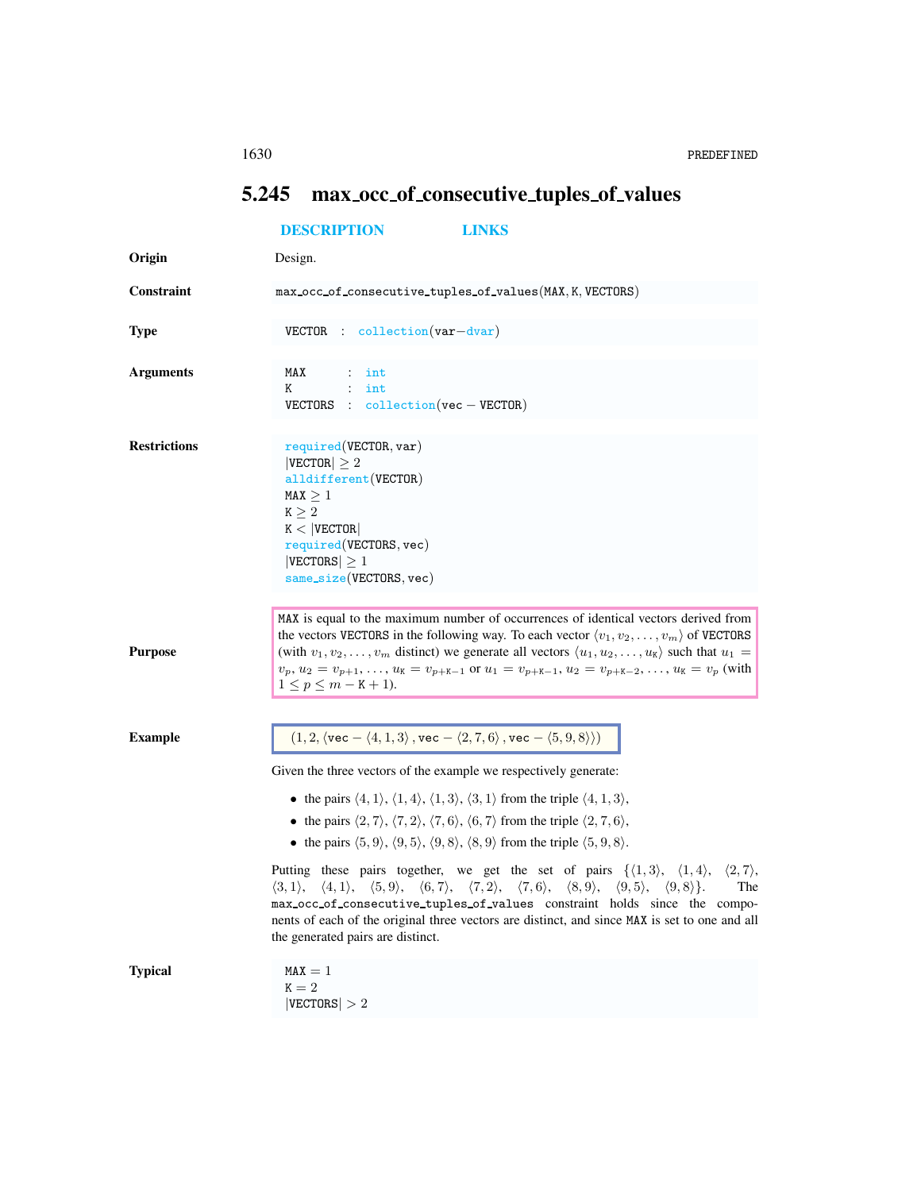## 5.245 max_occ_of_consecutive_tuples_of_values

DESCRIPTION LINKS

**Origin**

Design.

**Constraint**

max_occ_of_consecutive_tuples_of_values(MAX, K, VECTORS)

**Type**

VECTOR : collection(var−dvar)

**Arguments**

MAX : int
K : int
VECTORS : collection(vec − VECTOR)

**Restrictions**

required(VECTOR, var)
$|\text{VECTOR}| \geq 2$
alldifferent(VECTOR)
$\text{MAX} \geq 1$
$\text{K} \geq 2$
$\text{K} < |\text{VECTOR}|$
required(VECTORS, vec)
$|\text{VECTORS}| \geq 1$
same_size(VECTORS, vec)

**Purpose**

MAX is equal to the maximum number of occurrences of identical vectors derived from the vectors VECTORS in the following way. To each vector $\langle v_1, v_2, \ldots, v_m\rangle$ of VECTORS (with $v_1, v_2, \ldots, v_m$ distinct) we generate all vectors $\langle u_1, u_2, \ldots, u_\text{K}\rangle$ such that $u_1 = v_p$, $u_2 = v_{p+1}, \ldots, u_\text{K} = v_{p+\text{K}-1}$ or $u_1 = v_{p+\text{K}-1}$, $u_2 = v_{p+\text{K}-2}, \ldots, u_\text{K} = v_p$ (with $1 \leq p \leq m - \text{K} + 1$).

**Example**

$(1, 2, \langle \text{vec} - \langle 4, 1, 3\rangle, \text{vec} - \langle 2, 7, 6\rangle, \text{vec} - \langle 5, 9, 8\rangle\rangle)$

Given the three vectors of the example we respectively generate:

- the pairs $\langle 4, 1\rangle$, $\langle 1, 4\rangle$, $\langle 1, 3\rangle$, $\langle 3, 1\rangle$ from the triple $\langle 4, 1, 3\rangle$,
- the pairs $\langle 2, 7\rangle$, $\langle 7, 2\rangle$, $\langle 7, 6\rangle$, $\langle 6, 7\rangle$ from the triple $\langle 2, 7, 6\rangle$,
- the pairs $\langle 5, 9\rangle$, $\langle 9, 5\rangle$, $\langle 9, 8\rangle$, $\langle 8, 9\rangle$ from the triple $\langle 5, 9, 8\rangle$.

Putting these pairs together, we get the set of pairs $\{\langle 1, 3\rangle, \langle 1, 4\rangle, \langle 2, 7\rangle, \langle 3, 1\rangle, \langle 4, 1\rangle, \langle 5, 9\rangle, \langle 6, 7\rangle, \langle 7, 2\rangle, \langle 7, 6\rangle, \langle 8, 9\rangle, \langle 9, 5\rangle, \langle 9, 8\rangle\}$. The max_occ_of_consecutive_tuples_of_values constraint holds since the components of each of the original three vectors are distinct, and since MAX is set to one and all the generated pairs are distinct.

**Typical**

$\text{MAX} = 1$
$\text{K} = 2$
$|\text{VECTORS}| > 2$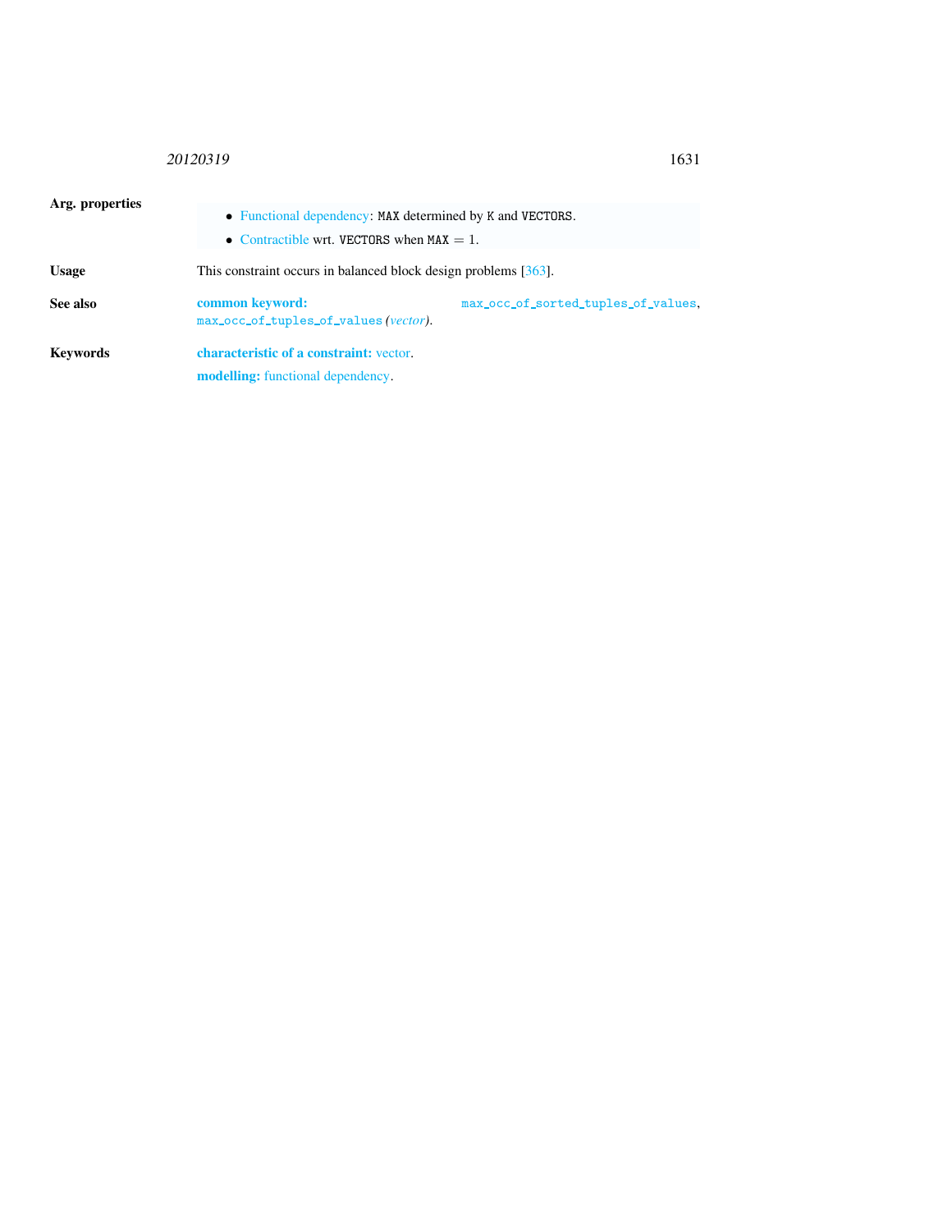**Arg. properties**

- Functional dependency: MAX determined by K and VECTORS.
- Contractible wrt. VECTORS when $\text{MAX} = 1$.

**Usage**

This constraint occurs in balanced block design problems [363].

**See also**

**common keyword:** max_occ_of_sorted_tuples_of_values, max_occ_of_tuples_of_values *(vector)*.

**Keywords**

**characteristic of a constraint:** vector.

**modelling:** functional dependency.